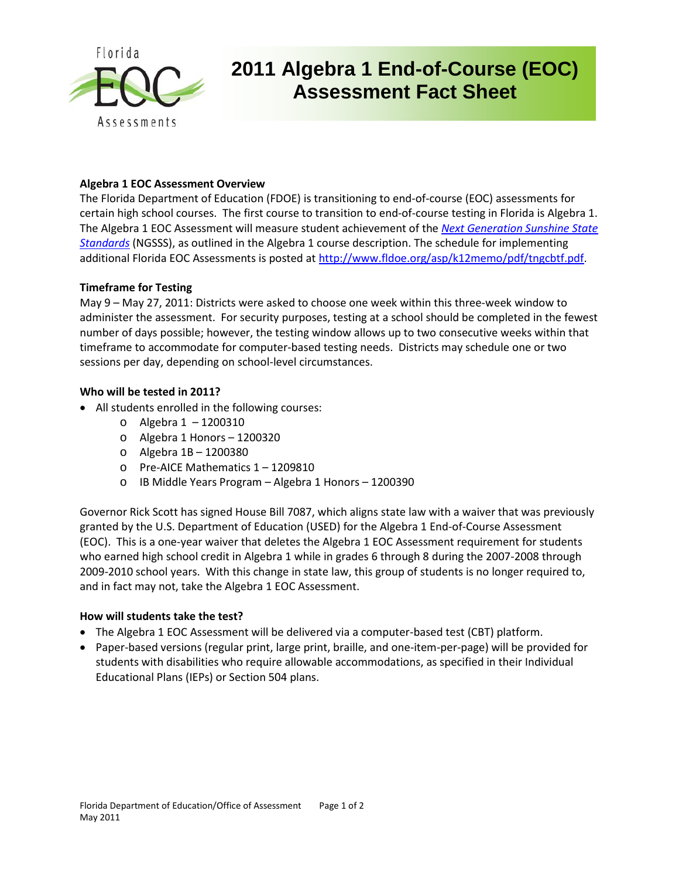Florida EOC Assessments

# 2011 Algebra 1 End-of-Course (EOC) Assessment Fact Sheet

**Algebra 1 EOC Assessment Overview**

The Florida Department of Education (FDOE) is transitioning to end-of-course (EOC) assessments for certain high school courses. The first course to transition to end-of-course testing in Florida is Algebra 1. The Algebra 1 EOC Assessment will measure student achievement of the *Next Generation Sunshine State Standards* (NGSSS), as outlined in the Algebra 1 course description. The schedule for implementing additional Florida EOC Assessments is posted at http://www.fldoe.org/asp/k12memo/pdf/tngcbtf.pdf.

**Timeframe for Testing**

May 9 – May 27, 2011: Districts were asked to choose one week within this three-week window to administer the assessment. For security purposes, testing at a school should be completed in the fewest number of days possible; however, the testing window allows up to two consecutive weeks within that timeframe to accommodate for computer-based testing needs. Districts may schedule one or two sessions per day, depending on school-level circumstances.

**Who will be tested in 2011?**

- All students enrolled in the following courses:
  - Algebra 1 – 1200310
  - Algebra 1 Honors – 1200320
  - Algebra 1B – 1200380
  - Pre-AICE Mathematics 1 – 1209810
  - IB Middle Years Program – Algebra 1 Honors – 1200390

Governor Rick Scott has signed House Bill 7087, which aligns state law with a waiver that was previously granted by the U.S. Department of Education (USED) for the Algebra 1 End-of-Course Assessment (EOC). This is a one-year waiver that deletes the Algebra 1 EOC Assessment requirement for students who earned high school credit in Algebra 1 while in grades 6 through 8 during the 2007-2008 through 2009-2010 school years. With this change in state law, this group of students is no longer required to, and in fact may not, take the Algebra 1 EOC Assessment.

**How will students take the test?**

- The Algebra 1 EOC Assessment will be delivered via a computer-based test (CBT) platform.
- Paper-based versions (regular print, large print, braille, and one-item-per-page) will be provided for students with disabilities who require allowable accommodations, as specified in their Individual Educational Plans (IEPs) or Section 504 plans.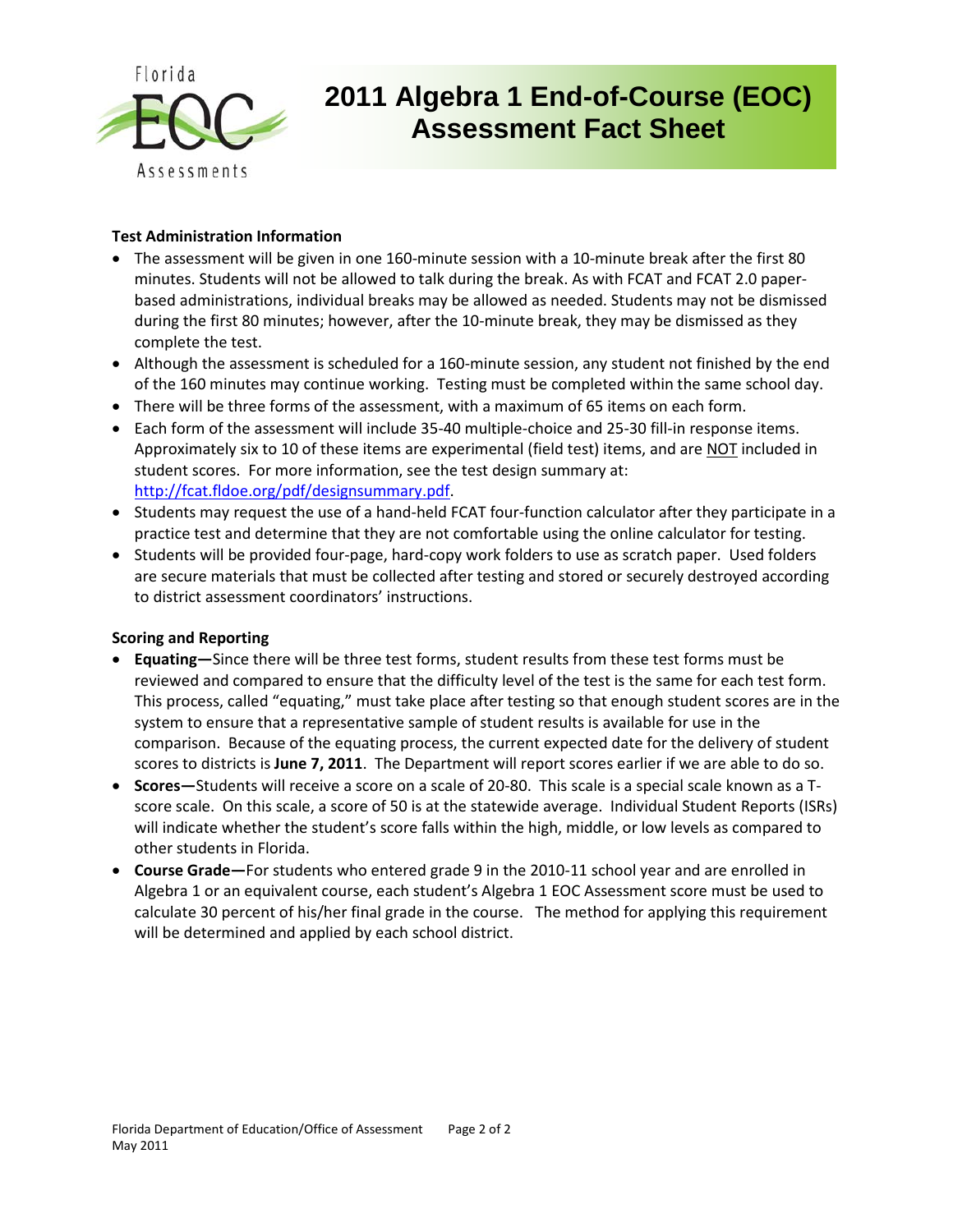# 2011 Algebra 1 End-of-Course (EOC) Assessment Fact Sheet

### Test Administration Information

- The assessment will be given in one 160-minute session with a 10-minute break after the first 80 minutes. Students will not be allowed to talk during the break. As with FCAT and FCAT 2.0 paper-based administrations, individual breaks may be allowed as needed. Students may not be dismissed during the first 80 minutes; however, after the 10-minute break, they may be dismissed as they complete the test.
- Although the assessment is scheduled for a 160-minute session, any student not finished by the end of the 160 minutes may continue working. Testing must be completed within the same school day.
- There will be three forms of the assessment, with a maximum of 65 items on each form.
- Each form of the assessment will include 35-40 multiple-choice and 25-30 fill-in response items. Approximately six to 10 of these items are experimental (field test) items, and are NOT included in student scores. For more information, see the test design summary at: http://fcat.fldoe.org/pdf/designsummary.pdf.
- Students may request the use of a hand-held FCAT four-function calculator after they participate in a practice test and determine that they are not comfortable using the online calculator for testing.
- Students will be provided four-page, hard-copy work folders to use as scratch paper. Used folders are secure materials that must be collected after testing and stored or securely destroyed according to district assessment coordinators' instructions.

### Scoring and Reporting

- **Equating—**Since there will be three test forms, student results from these test forms must be reviewed and compared to ensure that the difficulty level of the test is the same for each test form. This process, called "equating," must take place after testing so that enough student scores are in the system to ensure that a representative sample of student results is available for use in the comparison. Because of the equating process, the current expected date for the delivery of student scores to districts is **June 7, 2011**. The Department will report scores earlier if we are able to do so.
- **Scores—**Students will receive a score on a scale of 20-80. This scale is a special scale known as a T-score scale. On this scale, a score of 50 is at the statewide average. Individual Student Reports (ISRs) will indicate whether the student's score falls within the high, middle, or low levels as compared to other students in Florida.
- **Course Grade—**For students who entered grade 9 in the 2010-11 school year and are enrolled in Algebra 1 or an equivalent course, each student's Algebra 1 EOC Assessment score must be used to calculate 30 percent of his/her final grade in the course. The method for applying this requirement will be determined and applied by each school district.